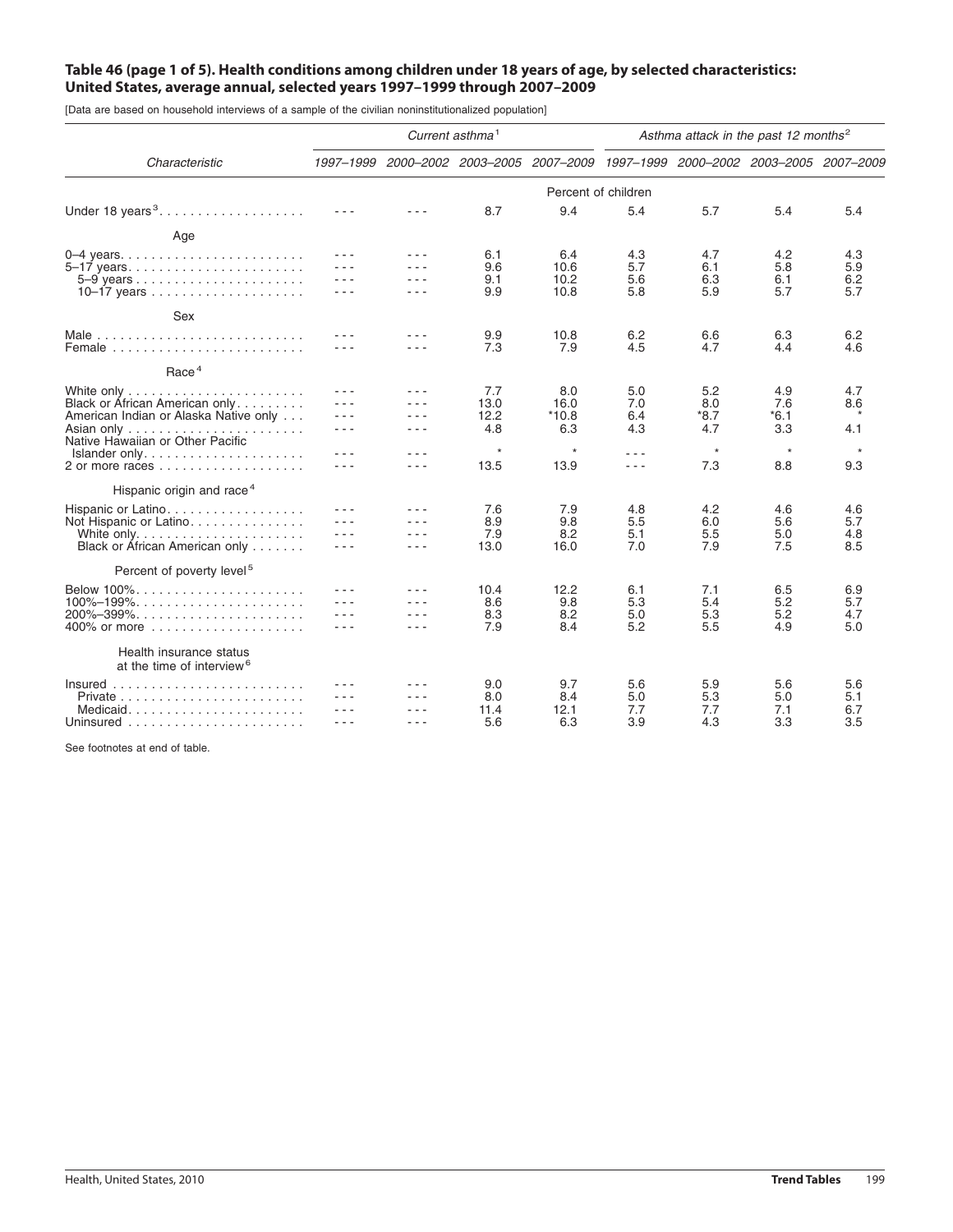**Table 46 (page 1 of 5). Health conditions among children under 18 years of age, by selected characteristics: United States, average annual, selected years 1997–1999 through 2007–2009**

[Data are based on household interviews of a sample of the civilian noninstitutionalized population]

| Characteristic | *Current asthma*[1] | | | | *Asthma attack in the past 12 months*[2] | | | |
|---|---|---|---|---|---|---|---|---|
| | *1997–1999* | *2000–2002* | *2003–2005* | *2007–2009* | *1997–1999* | *2000–2002* | *2003–2005* | *2007–2009* |
| | Percent of children | | | | | | | |
| Under 18 years[3] | - - - | - - - | 8.7 | 9.4 | 5.4 | 5.7 | 5.4 | 5.4 |
| **Age** | | | | | | | | |
| 0–4 years | - - - | - - - | 6.1 | 6.4 | 4.3 | 4.7 | 4.2 | 4.3 |
| 5–17 years | - - - | - - - | 9.6 | 10.6 | 5.7 | 6.1 | 5.8 | 5.9 |
| 5–9 years | - - - | - - - | 9.1 | 10.2 | 5.6 | 6.3 | 6.1 | 6.2 |
| 10–17 years | - - - | - - - | 9.9 | 10.8 | 5.8 | 5.9 | 5.7 | 5.7 |
| **Sex** | | | | | | | | |
| Male | - - - | - - - | 9.9 | 10.8 | 6.2 | 6.6 | 6.3 | 6.2 |
| Female | - - - | - - - | 7.3 | 7.9 | 4.5 | 4.7 | 4.4 | 4.6 |
| **Race**[4] | | | | | | | | |
| White only | - - - | - - - | 7.7 | 8.0 | 5.0 | 5.2 | 4.9 | 4.7 |
| Black or African American only | - - - | - - - | 13.0 | 16.0 | 7.0 | 8.0 | 7.6 | 8.6 |
| American Indian or Alaska Native only | - - - | - - - | 12.2 | *10.8 | 6.4 | *8.7 | *6.1 | * |
| Asian only | - - - | - - - | 4.8 | 6.3 | 4.3 | 4.7 | 3.3 | 4.1 |
| Native Hawaiian or Other Pacific Islander only | - - - | - - - | * | * | - - - | * | * | * |
| 2 or more races | - - - | - - - | 13.5 | 13.9 | - - - | 7.3 | 8.8 | 9.3 |
| **Hispanic origin and race**[4] | | | | | | | | |
| Hispanic or Latino | - - - | - - - | 7.6 | 7.9 | 4.8 | 4.2 | 4.6 | 4.6 |
| Not Hispanic or Latino | - - - | - - - | 8.9 | 9.8 | 5.5 | 6.0 | 5.6 | 5.7 |
| White only | - - - | - - - | 7.9 | 8.2 | 5.1 | 5.5 | 5.0 | 4.8 |
| Black or African American only | - - - | - - - | 13.0 | 16.0 | 7.0 | 7.9 | 7.5 | 8.5 |
| **Percent of poverty level**[5] | | | | | | | | |
| Below 100% | - - - | - - - | 10.4 | 12.2 | 6.1 | 7.1 | 6.5 | 6.9 |
| 100%–199% | - - - | - - - | 8.6 | 9.8 | 5.3 | 5.4 | 5.2 | 5.7 |
| 200%–399% | - - - | - - - | 8.3 | 8.2 | 5.0 | 5.3 | 5.2 | 4.7 |
| 400% or more | - - - | - - - | 7.9 | 8.4 | 5.2 | 5.5 | 4.9 | 5.0 |
| **Health insurance status at the time of interview**[6] | | | | | | | | |
| Insured | - - - | - - - | 9.0 | 9.7 | 5.6 | 5.9 | 5.6 | 5.6 |
| Private | - - - | - - - | 8.0 | 8.4 | 5.0 | 5.3 | 5.0 | 5.1 |
| Medicaid | - - - | - - - | 11.4 | 12.1 | 7.7 | 7.7 | 7.1 | 6.7 |
| Uninsured | - - - | - - - | 5.6 | 6.3 | 3.9 | 4.3 | 3.3 | 3.5 |

See footnotes at end of table.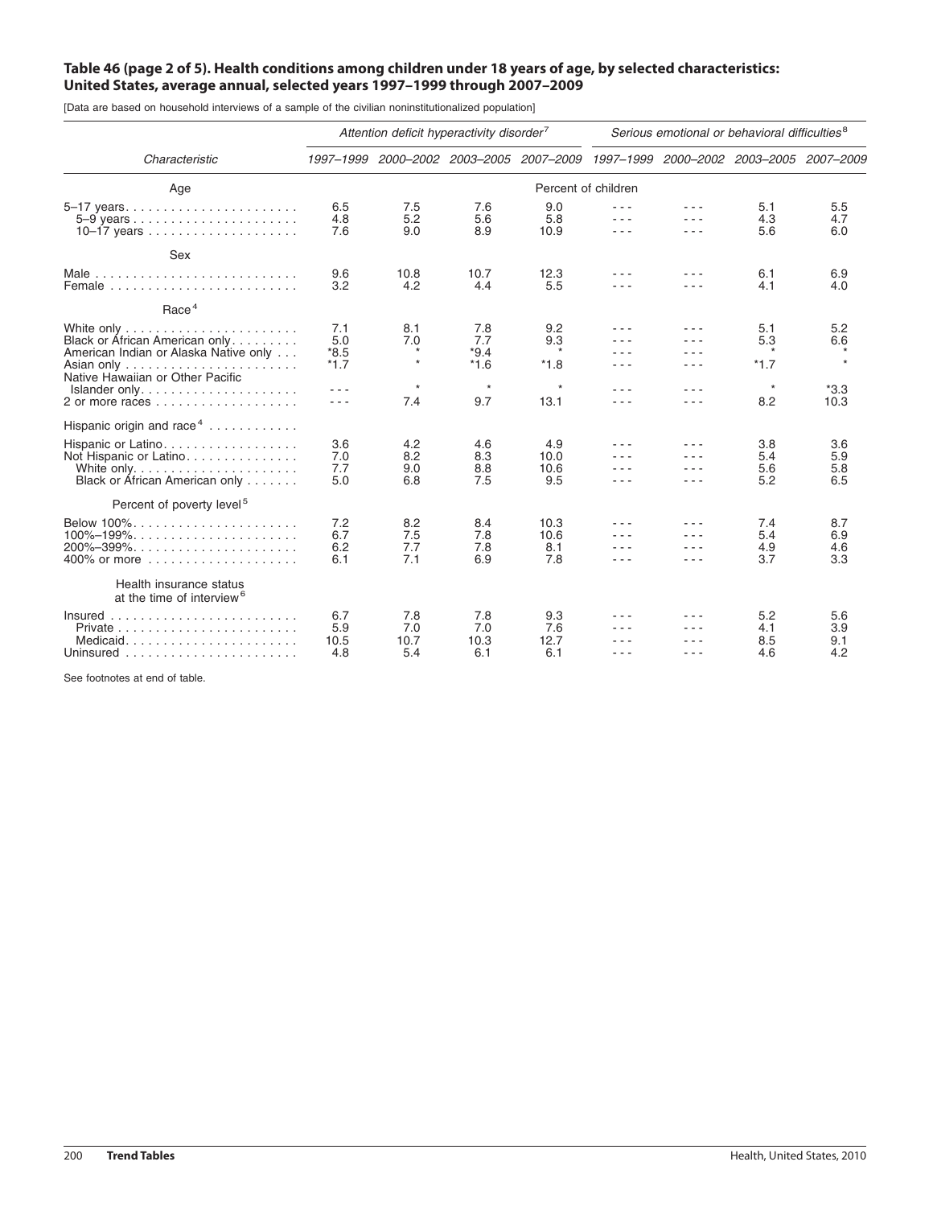**Table 46 (page 2 of 5). Health conditions among children under 18 years of age, by selected characteristics: United States, average annual, selected years 1997–1999 through 2007–2009**

[Data are based on household interviews of a sample of the civilian noninstitutionalized population]

| Characteristic | Attention deficit hyperactivity disorder[7] | | | | Serious emotional or behavioral difficulties[8] | | | |
|---|---|---|---|---|---|---|---|---|
| | 1997–1999 | 2000–2002 | 2003–2005 | 2007–2009 | 1997–1999 | 2000–2002 | 2003–2005 | 2007–2009 |
| **Age** | Percent of children | | | | | | | |
| 5–17 years | 6.5 | 7.5 | 7.6 | 9.0 | - - - | - - - | 5.1 | 5.5 |
| 5–9 years | 4.8 | 5.2 | 5.6 | 5.8 | - - - | - - - | 4.3 | 4.7 |
| 10–17 years | 7.6 | 9.0 | 8.9 | 10.9 | - - - | - - - | 5.6 | 6.0 |
| **Sex** | | | | | | | | |
| Male | 9.6 | 10.8 | 10.7 | 12.3 | - - - | - - - | 6.1 | 6.9 |
| Female | 3.2 | 4.2 | 4.4 | 5.5 | - - - | - - - | 4.1 | 4.0 |
| **Race[4]** | | | | | | | | |
| White only | 7.1 | 8.1 | 7.8 | 9.2 | - - - | - - - | 5.1 | 5.2 |
| Black or African American only | 5.0 | 7.0 | 7.7 | 9.3 | - - - | - - - | 5.3 | 6.6 |
| American Indian or Alaska Native only | *8.5 | * | *9.4 | * | - - - | - - - | * | * |
| Asian only | *1.7 | * | *1.6 | *1.8 | - - - | - - - | *1.7 | * |
| Native Hawaiian or Other Pacific Islander only | - - - | * | * | * | - - - | - - - | * | *3.3 |
| 2 or more races | - - - | 7.4 | 9.7 | 13.1 | - - - | - - - | 8.2 | 10.3 |
| **Hispanic origin and race[4]** | | | | | | | | |
| Hispanic or Latino | 3.6 | 4.2 | 4.6 | 4.9 | - - - | - - - | 3.8 | 3.6 |
| Not Hispanic or Latino | 7.0 | 8.2 | 8.3 | 10.0 | - - - | - - - | 5.4 | 5.9 |
| White only | 7.7 | 9.0 | 8.8 | 10.6 | - - - | - - - | 5.6 | 5.8 |
| Black or African American only | 5.0 | 6.8 | 7.5 | 9.5 | - - - | - - - | 5.2 | 6.5 |
| **Percent of poverty level[5]** | | | | | | | | |
| Below 100% | 7.2 | 8.2 | 8.4 | 10.3 | - - - | - - - | 7.4 | 8.7 |
| 100%–199% | 6.7 | 7.5 | 7.8 | 10.6 | - - - | - - - | 5.4 | 6.9 |
| 200%–399% | 6.2 | 7.7 | 7.8 | 8.1 | - - - | - - - | 4.9 | 4.6 |
| 400% or more | 6.1 | 7.1 | 6.9 | 7.8 | - - - | - - - | 3.7 | 3.3 |
| **Health insurance status at the time of interview[6]** | | | | | | | | |
| Insured | 6.7 | 7.8 | 7.8 | 9.3 | - - - | - - - | 5.2 | 5.6 |
| Private | 5.9 | 7.0 | 7.0 | 7.6 | - - - | - - - | 4.1 | 3.9 |
| Medicaid | 10.5 | 10.7 | 10.3 | 12.7 | - - - | - - - | 8.5 | 9.1 |
| Uninsured | 4.8 | 5.4 | 6.1 | 6.1 | - - - | - - - | 4.6 | 4.2 |

See footnotes at end of table.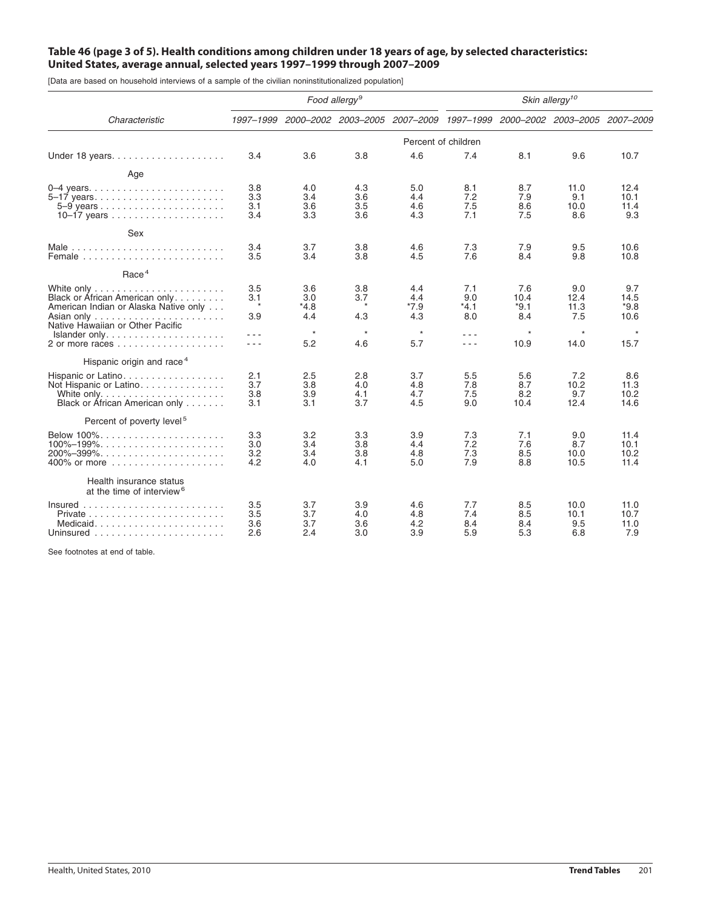**Table 46 (page 3 of 5). Health conditions among children under 18 years of age, by selected characteristics: United States, average annual, selected years 1997–1999 through 2007–2009**

[Data are based on household interviews of a sample of the civilian noninstitutionalized population]

| Characteristic | Food allergy[9] | | | | Skin allergy[10] | | | |
|---|---|---|---|---|---|---|---|---|
| | 1997–1999 | 2000–2002 | 2003–2005 | 2007–2009 | 1997–1999 | 2000–2002 | 2003–2005 | 2007–2009 |
| | Percent of children | | | | | | | |
| Under 18 years | 3.4 | 3.6 | 3.8 | 4.6 | 7.4 | 8.1 | 9.6 | 10.7 |
| **Age** | | | | | | | | |
| 0–4 years | 3.8 | 4.0 | 4.3 | 5.0 | 8.1 | 8.7 | 11.0 | 12.4 |
| 5–17 years | 3.3 | 3.4 | 3.6 | 4.4 | 7.2 | 7.9 | 9.1 | 10.1 |
| 5–9 years | 3.1 | 3.6 | 3.5 | 4.6 | 7.5 | 8.6 | 10.0 | 11.4 |
| 10–17 years | 3.4 | 3.3 | 3.6 | 4.3 | 7.1 | 7.5 | 8.6 | 9.3 |
| **Sex** | | | | | | | | |
| Male | 3.4 | 3.7 | 3.8 | 4.6 | 7.3 | 7.9 | 9.5 | 10.6 |
| Female | 3.5 | 3.4 | 3.8 | 4.5 | 7.6 | 8.4 | 9.8 | 10.8 |
| **Race[4]** | | | | | | | | |
| White only | 3.5 | 3.6 | 3.8 | 4.4 | 7.1 | 7.6 | 9.0 | 9.7 |
| Black or African American only | 3.1 | 3.0 | 3.7 | 4.4 | 9.0 | 10.4 | 12.4 | 14.5 |
| American Indian or Alaska Native only | * | *4.8 | * | *7.9 | *4.1 | *9.1 | 11.3 | *9.8 |
| Asian only | 3.9 | 4.4 | 4.3 | 4.3 | 8.0 | 8.4 | 7.5 | 10.6 |
| Native Hawaiian or Other Pacific Islander only | - - - | * | * | * | - - - | * | * | * |
| 2 or more races | - - - | 5.2 | 4.6 | 5.7 | - - - | 10.9 | 14.0 | 15.7 |
| **Hispanic origin and race[4]** | | | | | | | | |
| Hispanic or Latino | 2.1 | 2.5 | 2.8 | 3.7 | 5.5 | 5.6 | 7.2 | 8.6 |
| Not Hispanic or Latino | 3.7 | 3.8 | 4.0 | 4.8 | 7.8 | 8.7 | 10.2 | 11.3 |
| White only | 3.8 | 3.9 | 4.1 | 4.7 | 7.5 | 8.2 | 9.7 | 10.2 |
| Black or African American only | 3.1 | 3.1 | 3.7 | 4.5 | 9.0 | 10.4 | 12.4 | 14.6 |
| **Percent of poverty level[5]** | | | | | | | | |
| Below 100% | 3.3 | 3.2 | 3.3 | 3.9 | 7.3 | 7.1 | 9.0 | 11.4 |
| 100%–199% | 3.0 | 3.4 | 3.8 | 4.4 | 7.2 | 7.6 | 8.7 | 10.1 |
| 200%–399% | 3.2 | 3.4 | 3.8 | 4.8 | 7.3 | 8.5 | 10.0 | 10.2 |
| 400% or more | 4.2 | 4.0 | 4.1 | 5.0 | 7.9 | 8.8 | 10.5 | 11.4 |
| **Health insurance status at the time of interview[6]** | | | | | | | | |
| Insured | 3.5 | 3.7 | 3.9 | 4.6 | 7.7 | 8.5 | 10.0 | 11.0 |
| Private | 3.5 | 3.7 | 4.0 | 4.8 | 7.4 | 8.5 | 10.1 | 10.7 |
| Medicaid | 3.6 | 3.7 | 3.6 | 4.2 | 8.4 | 8.4 | 9.5 | 11.0 |
| Uninsured | 2.6 | 2.4 | 3.0 | 3.9 | 5.9 | 5.3 | 6.8 | 7.9 |

See footnotes at end of table.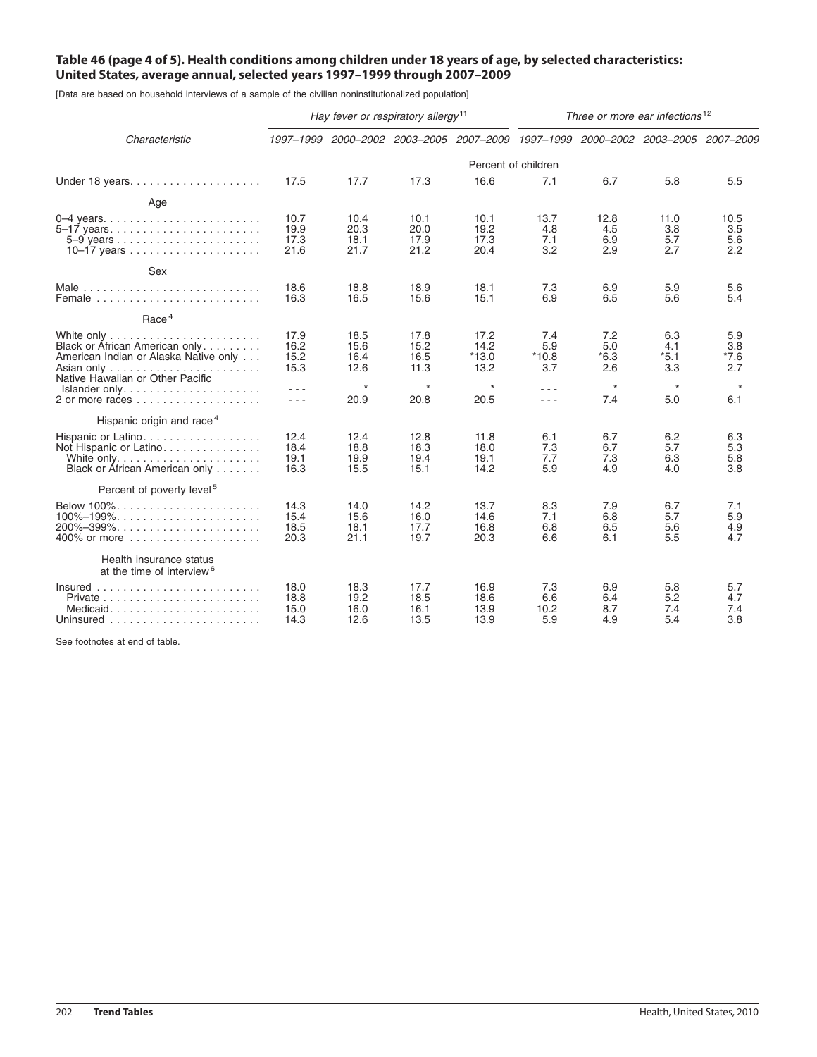### Table 46 (page 4 of 5). Health conditions among children under 18 years of age, by selected characteristics: United States, average annual, selected years 1997–1999 through 2007–2009

[Data are based on household interviews of a sample of the civilian noninstitutionalized population]

| Characteristic | Hay fever or respiratory allergy[11] | | | | Three or more ear infections[12] | | | |
|---|---|---|---|---|---|---|---|---|
| | 1997–1999 | 2000–2002 | 2003–2005 | 2007–2009 | 1997–1999 | 2000–2002 | 2003–2005 | 2007–2009 |
| | Percent of children | | | | | | | |
| Under 18 years | 17.5 | 17.7 | 17.3 | 16.6 | 7.1 | 6.7 | 5.8 | 5.5 |
| **Age** | | | | | | | | |
| 0–4 years | 10.7 | 10.4 | 10.1 | 10.1 | 13.7 | 12.8 | 11.0 | 10.5 |
| 5–17 years | 19.9 | 20.3 | 20.0 | 19.2 | 4.8 | 4.5 | 3.8 | 3.5 |
| 5–9 years | 17.3 | 18.1 | 17.9 | 17.3 | 7.1 | 6.9 | 5.7 | 5.6 |
| 10–17 years | 21.6 | 21.7 | 21.2 | 20.4 | 3.2 | 2.9 | 2.7 | 2.2 |
| **Sex** | | | | | | | | |
| Male | 18.6 | 18.8 | 18.9 | 18.1 | 7.3 | 6.9 | 5.9 | 5.6 |
| Female | 16.3 | 16.5 | 15.6 | 15.1 | 6.9 | 6.5 | 5.6 | 5.4 |
| **Race[4]** | | | | | | | | |
| White only | 17.9 | 18.5 | 17.8 | 17.2 | 7.4 | 7.2 | 6.3 | 5.9 |
| Black or African American only | 16.2 | 15.6 | 15.2 | 14.2 | 5.9 | 5.0 | 4.1 | 3.8 |
| American Indian or Alaska Native only | 15.2 | 16.4 | 16.5 | *13.0 | *10.8 | *6.3 | *5.1 | *7.6 |
| Asian only | 15.3 | 12.6 | 11.3 | 13.2 | 3.7 | 2.6 | 3.3 | 2.7 |
| Native Hawaiian or Other Pacific Islander only | - - - | * | * | * | - - - | * | * | * |
| 2 or more races | - - - | 20.9 | 20.8 | 20.5 | - - - | 7.4 | 5.0 | 6.1 |
| **Hispanic origin and race[4]** | | | | | | | | |
| Hispanic or Latino | 12.4 | 12.4 | 12.8 | 11.8 | 6.1 | 6.7 | 6.2 | 6.3 |
| Not Hispanic or Latino | 18.4 | 18.8 | 18.3 | 18.0 | 7.3 | 6.7 | 5.7 | 5.3 |
| White only | 19.1 | 19.9 | 19.4 | 19.1 | 7.7 | 7.3 | 6.3 | 5.8 |
| Black or African American only | 16.3 | 15.5 | 15.1 | 14.2 | 5.9 | 4.9 | 4.0 | 3.8 |
| **Percent of poverty level[5]** | | | | | | | | |
| Below 100% | 14.3 | 14.0 | 14.2 | 13.7 | 8.3 | 7.9 | 6.7 | 7.1 |
| 100%–199% | 15.4 | 15.6 | 16.0 | 14.6 | 7.1 | 6.8 | 5.7 | 5.9 |
| 200%–399% | 18.5 | 18.1 | 17.7 | 16.8 | 6.8 | 6.5 | 5.6 | 4.9 |
| 400% or more | 20.3 | 21.1 | 19.7 | 20.3 | 6.6 | 6.1 | 5.5 | 4.7 |
| **Health insurance status at the time of interview[6]** | | | | | | | | |
| Insured | 18.0 | 18.3 | 17.7 | 16.9 | 7.3 | 6.9 | 5.8 | 5.7 |
| Private | 18.8 | 19.2 | 18.5 | 18.6 | 6.6 | 6.4 | 5.2 | 4.7 |
| Medicaid | 15.0 | 16.0 | 16.1 | 13.9 | 10.2 | 8.7 | 7.4 | 7.4 |
| Uninsured | 14.3 | 12.6 | 13.5 | 13.9 | 5.9 | 4.9 | 5.4 | 3.8 |

See footnotes at end of table.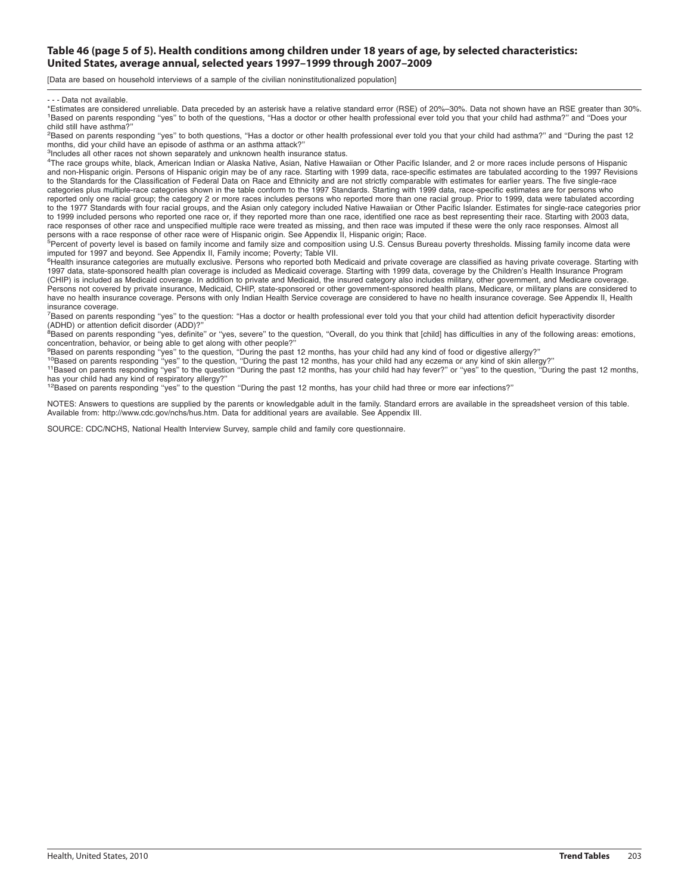**Table 46 (page 5 of 5). Health conditions among children under 18 years of age, by selected characteristics: United States, average annual, selected years 1997–1999 through 2007–2009**

[Data are based on household interviews of a sample of the civilian noninstitutionalized population]

- - - Data not available.

*Estimates are considered unreliable. Data preceded by an asterisk have a relative standard error (RSE) of 20%–30%. Data not shown have an RSE greater than 30%.

[1]Based on parents responding "yes" to both of the questions, "Has a doctor or other health professional ever told you that your child had asthma?" and "Does your child still have asthma?"

[2]Based on parents responding "yes" to both questions, "Has a doctor or other health professional ever told you that your child had asthma?" and "During the past 12 months, did your child have an episode of asthma or an asthma attack?"

[3]Includes all other races not shown separately and unknown health insurance status.

[4]The race groups white, black, American Indian or Alaska Native, Asian, Native Hawaiian or Other Pacific Islander, and 2 or more races include persons of Hispanic and non-Hispanic origin. Persons of Hispanic origin may be of any race. Starting with 1999 data, race-specific estimates are tabulated according to the 1997 Revisions to the Standards for the Classification of Federal Data on Race and Ethnicity and are not strictly comparable with estimates for earlier years. The five single-race categories plus multiple-race categories shown in the table conform to the 1997 Standards. Starting with 1999 data, race-specific estimates are for persons who reported only one racial group; the category 2 or more races includes persons who reported more than one racial group. Prior to 1999, data were tabulated according to the 1977 Standards with four racial groups, and the Asian only category included Native Hawaiian or Other Pacific Islander. Estimates for single-race categories prior to 1999 included persons who reported one race or, if they reported more than one race, identified one race as best representing their race. Starting with 2003 data, race responses of other race and unspecified multiple race were treated as missing, and then race was imputed if these were the only race responses. Almost all persons with a race response of other race were of Hispanic origin. See Appendix II, Hispanic origin; Race.

[5]Percent of poverty level is based on family income and family size and composition using U.S. Census Bureau poverty thresholds. Missing family income data were imputed for 1997 and beyond. See Appendix II, Family income; Poverty; Table VII.

[6]Health insurance categories are mutually exclusive. Persons who reported both Medicaid and private coverage are classified as having private coverage. Starting with 1997 data, state-sponsored health plan coverage is included as Medicaid coverage. Starting with 1999 data, coverage by the Children's Health Insurance Program (CHIP) is included as Medicaid coverage. In addition to private and Medicaid, the insured category also includes military, other government, and Medicare coverage. Persons not covered by private insurance, Medicaid, CHIP, state-sponsored or other government-sponsored health plans, Medicare, or military plans are considered to have no health insurance coverage. Persons with only Indian Health Service coverage are considered to have no health insurance coverage. See Appendix II, Health insurance coverage.

[7]Based on parents responding "yes" to the question: "Has a doctor or health professional ever told you that your child had attention deficit hyperactivity disorder (ADHD) or attention deficit disorder (ADD)?"

[8]Based on parents responding "yes, definite" or "yes, severe" to the question, "Overall, do you think that [child] has difficulties in any of the following areas: emotions, concentration, behavior, or being able to get along with other people?"

[9]Based on parents responding "yes" to the question, "During the past 12 months, has your child had any kind of food or digestive allergy?"

[10]Based on parents responding "yes" to the question, "During the past 12 months, has your child had any eczema or any kind of skin allergy?"

[11]Based on parents responding "yes" to the question "During the past 12 months, has your child had hay fever?" or "yes" to the question, "During the past 12 months, has your child had any kind of respiratory allergy?"

[12]Based on parents responding "yes" to the question "During the past 12 months, has your child had three or more ear infections?"

NOTES: Answers to questions are supplied by the parents or knowledgable adult in the family. Standard errors are available in the spreadsheet version of this table. Available from: http://www.cdc.gov/nchs/hus.htm. Data for additional years are available. See Appendix III.

SOURCE: CDC/NCHS, National Health Interview Survey, sample child and family core questionnaire.